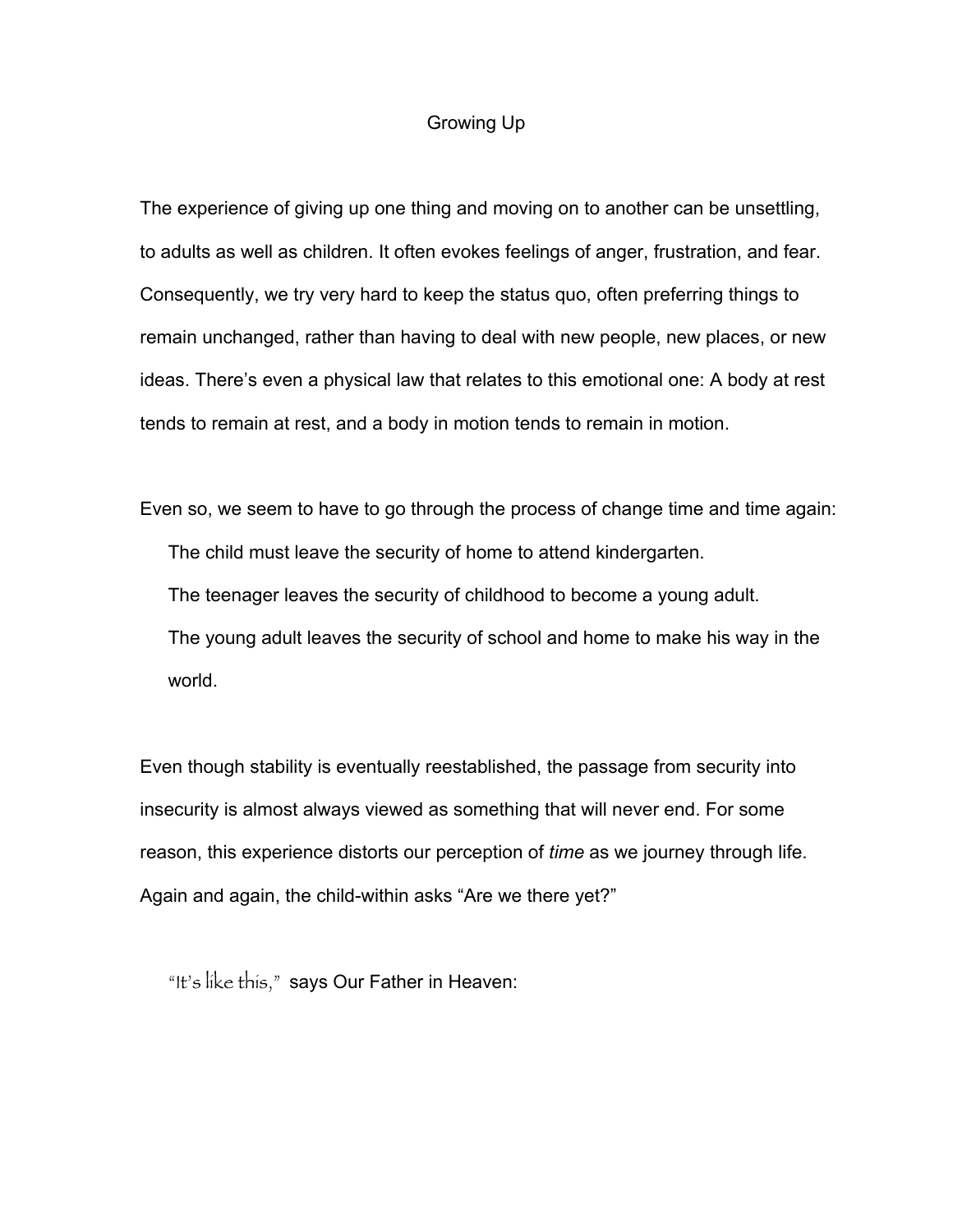# Growing Up

The experience of giving up one thing and moving on to another can be unsettling, to adults as well as children. It often evokes feelings of anger, frustration, and fear. Consequently, we try very hard to keep the status quo, often preferring things to remain unchanged, rather than having to deal with new people, new places, or new ideas. There's even a physical law that relates to this emotional one: A body at rest tends to remain at rest, and a body in motion tends to remain in motion.

Even so, we seem to have to go through the process of change time and time again:

> The child must leave the security of home to attend kindergarten.
>
> The teenager leaves the security of childhood to become a young adult.
>
> The young adult leaves the security of school and home to make his way in the world.

Even though stability is eventually reestablished, the passage from security into insecurity is almost always viewed as something that will never end. For some reason, this experience distorts our perception of *time* as we journey through life. Again and again, the child-within asks "Are we there yet?"

"It's like this," says Our Father in Heaven: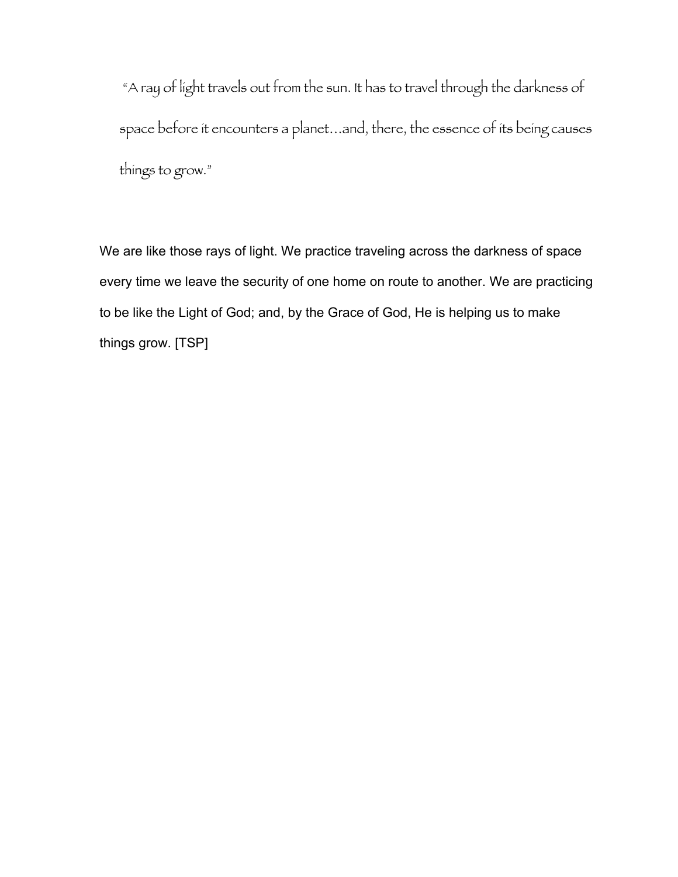"A ray of light travels out from the sun. It has to travel through the darkness of space before it encounters a planet…and, there, the essence of its being causes things to grow."

We are like those rays of light. We practice traveling across the darkness of space every time we leave the security of one home on route to another. We are practicing to be like the Light of God; and, by the Grace of God, He is helping us to make things grow. [TSP]